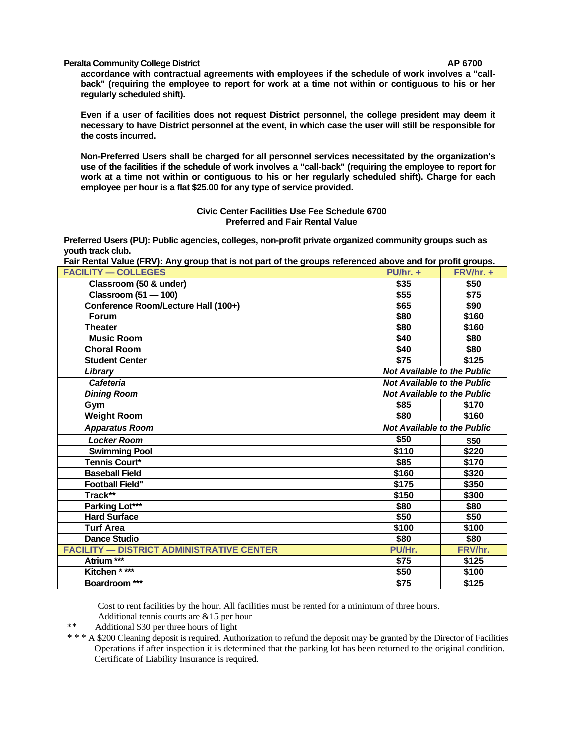accordance with contractual agreements with employees if the schedule of work involves a "call-back" (requiring the employee to report for work at a time not within or contiguous to his or her regularly scheduled shift).

Even if a user of facilities does not request District personnel, the college president may deem it necessary to have District personnel at the event, in which case the user will still be responsible for the costs incurred.

Non-Preferred Users shall be charged for all personnel services necessitated by the organization's use of the facilities if the schedule of work involves a "call-back" (requiring the employee to report for work at a time not within or contiguous to his or her regularly scheduled shift). Charge for each employee per hour is a flat $25.00 for any type of service provided.

**Civic Center Facilities Use Fee Schedule 6700**
**Preferred and Fair Rental Value**

**Preferred Users (PU): Public agencies, colleges, non-profit private organized community groups such as youth track club.**

**Fair Rental Value (FRV): Any group that is not part of the groups referenced above and for profit groups.**

| FACILITY — COLLEGES | PU/hr. + | FRV/hr. + |
|---|---|---|
| Classroom (50 & under) | $35 | $50 |
| Classroom (51 — 100) | $55 | $75 |
| Conference Room/Lecture Hall (100+) | $65 | $90 |
| Forum | $80 | $160 |
| Theater | $80 | $160 |
| Music Room | $40 | $80 |
| Choral Room | $40 | $80 |
| Student Center | $75 | $125 |
| *Library* | *Not Available to the Public* | |
| *Cafeteria* | *Not Available to the Public* | |
| *Dining Room* | *Not Available to the Public* | |
| Gym | $85 | $170 |
| Weight Room | $80 | $160 |
| *Apparatus Room* | *Not Available to the Public* | |
| *Locker Room* | $50 | $50 |
| Swimming Pool | $110 | $220 |
| Tennis Court* | $85 | $170 |
| Baseball Field | $160 | $320 |
| Football Field" | $175 | $350 |
| Track** | $150 | $300 |
| Parking Lot*** | $80 | $80 |
| Hard Surface | $50 | $50 |
| Turf Area | $100 | $100 |
| Dance Studio | $80 | $80 |
| **FACILITY — DISTRICT ADMINISTRATIVE CENTER** | **PU/Hr.** | **FRV/hr.** |
| Atrium *** | $75 | $125 |
| Kitchen * *** | $50 | $100 |
| Boardroom *** | $75 | $125 |

Cost to rent facilities by the hour. All facilities must be rented for a minimum of three hours.
Additional tennis courts are &15 per hour

** Additional $30 per three hours of light

* * * A $200 Cleaning deposit is required. Authorization to refund the deposit may be granted by the Director of Facilities Operations if after inspection it is determined that the parking lot has been returned to the original condition. Certificate of Liability Insurance is required.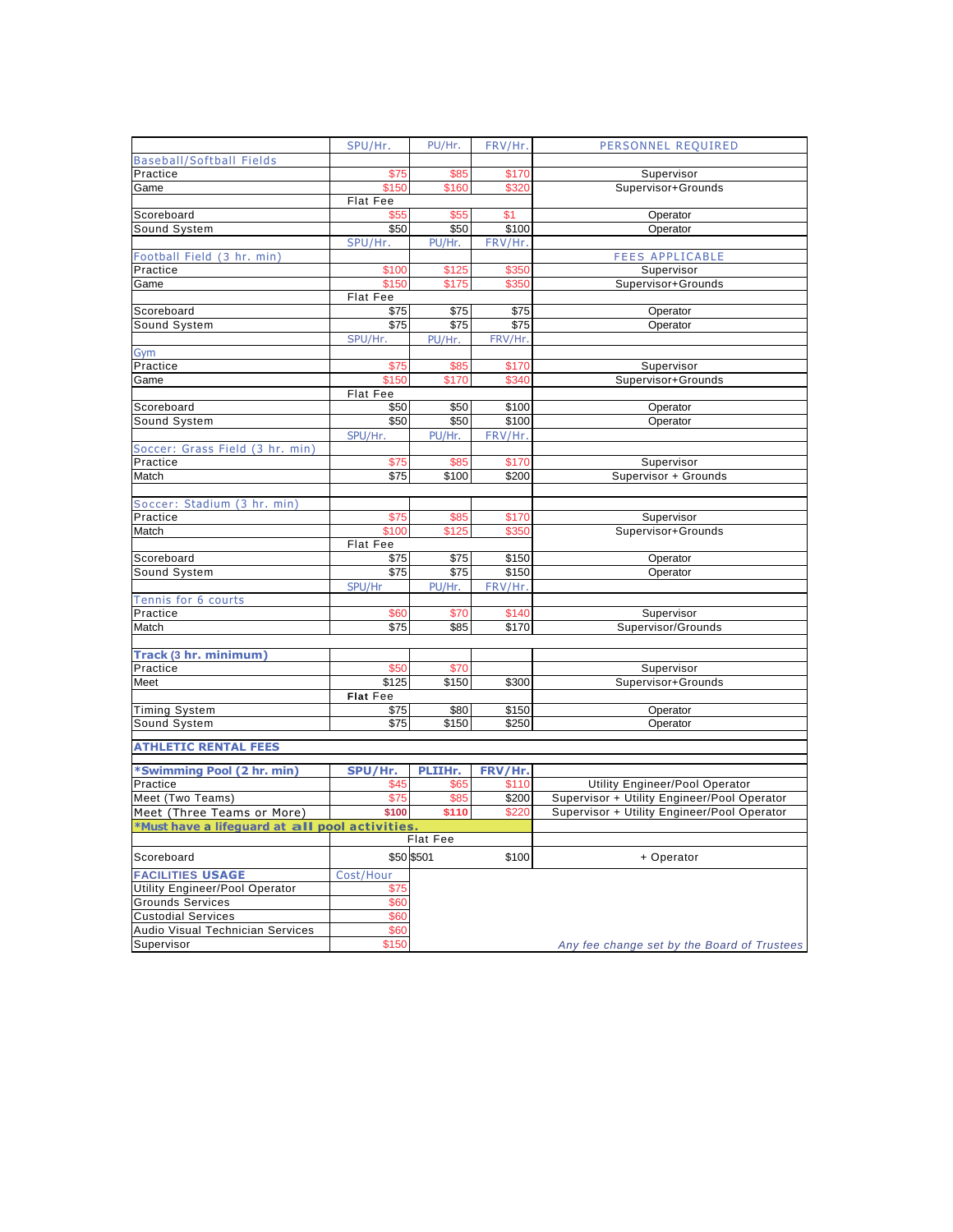| | SPU/Hr. | PU/Hr. | FRV/Hr. | PERSONNEL REQUIRED |
|---|---|---|---|---|
| Baseball/Softball Fields | | | | |
| Practice | $75 | $85 | $170 | Supervisor |
| Game | $150 | $160 | $320 | Supervisor+Grounds |
| | Flat Fee | | | |
| Scoreboard | $55 | $55 | $1 | Operator |
| Sound System | $50 | $50 | $100 | Operator |
| | SPU/Hr. | PU/Hr. | FRV/Hr. | |
| Football Field (3 hr. min) | | | | FEES APPLICABLE |
| Practice | $100 | $125 | $350 | Supervisor |
| Game | $150 | $175 | $350 | Supervisor+Grounds |
| | Flat Fee | | | |
| Scoreboard | $75 | $75 | $75 | Operator |
| Sound System | $75 | $75 | $75 | Operator |
| | SPU/Hr. | PU/Hr. | FRV/Hr. | |
| Gym | | | | |
| Practice | $75 | $85 | $170 | Supervisor |
| Game | $150 | $170 | $340 | Supervisor+Grounds |
| | Flat Fee | | | |
| Scoreboard | $50 | $50 | $100 | Operator |
| Sound System | $50 | $50 | $100 | Operator |
| | SPU/Hr. | PU/Hr. | FRV/Hr. | |
| Soccer: Grass Field (3 hr. min) | | | | |
| Practice | $75 | $85 | $170 | Supervisor |
| Match | $75 | $100 | $200 | Supervisor + Grounds |
| | | | | |
| Soccer: Stadium (3 hr. min) | | | | |
| Practice | $75 | $85 | $170 | Supervisor |
| Match | $100 | $125 | $350 | Supervisor+Grounds |
| | Flat Fee | | | |
| Scoreboard | $75 | $75 | $150 | Operator |
| Sound System | $75 | $75 | $150 | Operator |
| | SPU/Hr | PU/Hr. | FRV/Hr. | |
| Tennis for 6 courts | | | | |
| Practice | $60 | $70 | $140 | Supervisor |
| Match | $75 | $85 | $170 | Supervisor/Grounds |
| | | | | |
| **Track (3 hr. minimum)** | | | | |
| Practice | $50 | $70 | | Supervisor |
| Meet | $125 | $150 | $300 | Supervisor+Grounds |
| | **Flat** Fee | | | |
| Timing System | $75 | $80 | $150 | Operator |
| Sound System | $75 | $150 | $250 | Operator |

**ATHLETIC RENTAL FEES**

| **\*Swimming Pool (2 hr. min)** | **SPU/Hr.** | **PLIIHr.** | **FRV/Hr.** | |
|---|---|---|---|---|
| Practice | $45 | $65 | $110 | Utility Engineer/Pool Operator |
| Meet (Two Teams) | $75 | $85 | $200 | Supervisor + Utility Engineer/Pool Operator |
| Meet (Three Teams or More) | **$100** | **$110** | $220 | Supervisor + Utility Engineer/Pool Operator |
| **\*Must have a lifeguard at all pool activities.** | | | | |
| | | Flat Fee | | |
| Scoreboard | $50 | $501 | $100 | + Operator |

| **FACILITIES USAGE** | Cost/Hour |
|---|---|
| Utility Engineer/Pool Operator | $75 |
| Grounds Services | $60 |
| Custodial Services | $60 |
| Audio Visual Technician Services | $60 |
| Supervisor | $150 |

*Any fee change set by the Board of Trustees*